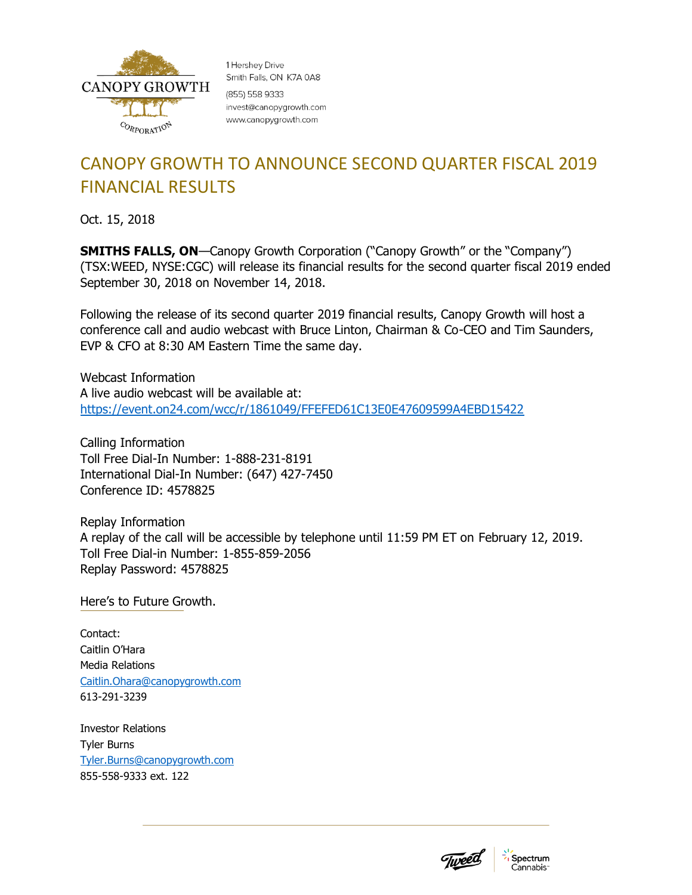CANOPY GROWTH CORPORATION

1 Hershey Drive
Smith Falls, ON K7A 0A8
(855) 558 9333
invest@canopygrowth.com
www.canopygrowth.com

# CANOPY GROWTH TO ANNOUNCE SECOND QUARTER FISCAL 2019 FINANCIAL RESULTS

Oct. 15, 2018

**SMITHS FALLS, ON**—Canopy Growth Corporation ("Canopy Growth" or the "Company") (TSX:WEED, NYSE:CGC) will release its financial results for the second quarter fiscal 2019 ended September 30, 2018 on November 14, 2018.

Following the release of its second quarter 2019 financial results, Canopy Growth will host a conference call and audio webcast with Bruce Linton, Chairman & Co-CEO and Tim Saunders, EVP & CFO at 8:30 AM Eastern Time the same day.

Webcast Information
A live audio webcast will be available at:
https://event.on24.com/wcc/r/1861049/FFEFED61C13E0E47609599A4EBD15422

Calling Information
Toll Free Dial-In Number: 1-888-231-8191
International Dial-In Number: (647) 427-7450
Conference ID: 4578825

Replay Information
A replay of the call will be accessible by telephone until 11:59 PM ET on February 12, 2019.
Toll Free Dial-in Number: 1-855-859-2056
Replay Password: 4578825

Here's to Future Growth.

Contact:
Caitlin O'Hara
Media Relations
Caitlin.Ohara@canopygrowth.com
613-291-3239

Investor Relations
Tyler Burns
Tyler.Burns@canopygrowth.com
855-558-9333 ext. 122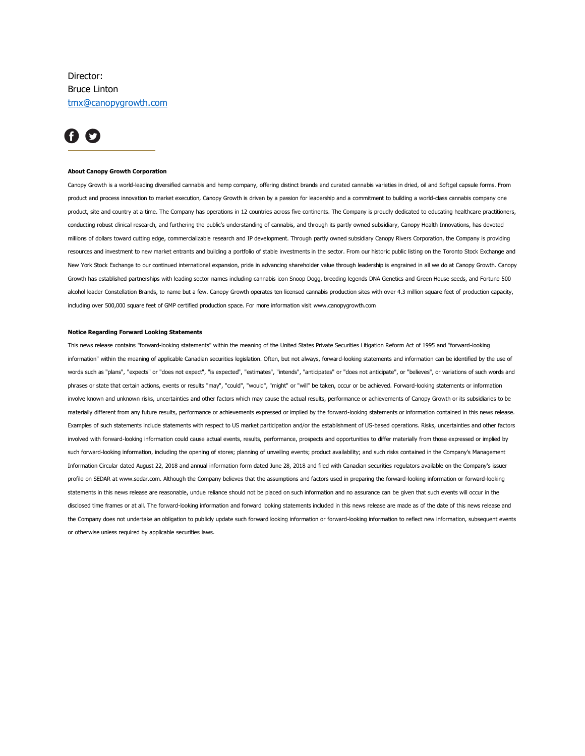Director:
Bruce Linton
tmx@canopygrowth.com

**About Canopy Growth Corporation**

Canopy Growth is a world-leading diversified cannabis and hemp company, offering distinct brands and curated cannabis varieties in dried, oil and Softgel capsule forms. From product and process innovation to market execution, Canopy Growth is driven by a passion for leadership and a commitment to building a world-class cannabis company one product, site and country at a time. The Company has operations in 12 countries across five continents. The Company is proudly dedicated to educating healthcare practitioners, conducting robust clinical research, and furthering the public's understanding of cannabis, and through its partly owned subsidiary, Canopy Health Innovations, has devoted millions of dollars toward cutting edge, commercializable research and IP development. Through partly owned subsidiary Canopy Rivers Corporation, the Company is providing resources and investment to new market entrants and building a portfolio of stable investments in the sector. From our historic public listing on the Toronto Stock Exchange and New York Stock Exchange to our continued international expansion, pride in advancing shareholder value through leadership is engrained in all we do at Canopy Growth. Canopy Growth has established partnerships with leading sector names including cannabis icon Snoop Dogg, breeding legends DNA Genetics and Green House seeds, and Fortune 500 alcohol leader Constellation Brands, to name but a few. Canopy Growth operates ten licensed cannabis production sites with over 4.3 million square feet of production capacity, including over 500,000 square feet of GMP certified production space. For more information visit www.canopygrowth.com

**Notice Regarding Forward Looking Statements**

This news release contains "forward-looking statements" within the meaning of the United States Private Securities Litigation Reform Act of 1995 and "forward-looking information" within the meaning of applicable Canadian securities legislation. Often, but not always, forward-looking statements and information can be identified by the use of words such as "plans", "expects" or "does not expect", "is expected", "estimates", "intends", "anticipates" or "does not anticipate", or "believes", or variations of such words and phrases or state that certain actions, events or results "may", "could", "would", "might" or "will" be taken, occur or be achieved. Forward-looking statements or information involve known and unknown risks, uncertainties and other factors which may cause the actual results, performance or achievements of Canopy Growth or its subsidiaries to be materially different from any future results, performance or achievements expressed or implied by the forward-looking statements or information contained in this news release. Examples of such statements include statements with respect to US market participation and/or the establishment of US-based operations. Risks, uncertainties and other factors involved with forward-looking information could cause actual events, results, performance, prospects and opportunities to differ materially from those expressed or implied by such forward-looking information, including the opening of stores; planning of unveiling events; product availability; and such risks contained in the Company's Management Information Circular dated August 22, 2018 and annual information form dated June 28, 2018 and filed with Canadian securities regulators available on the Company's issuer profile on SEDAR at www.sedar.com. Although the Company believes that the assumptions and factors used in preparing the forward-looking information or forward-looking statements in this news release are reasonable, undue reliance should not be placed on such information and no assurance can be given that such events will occur in the disclosed time frames or at all. The forward-looking information and forward looking statements included in this news release are made as of the date of this news release and the Company does not undertake an obligation to publicly update such forward looking information or forward-looking information to reflect new information, subsequent events or otherwise unless required by applicable securities laws.